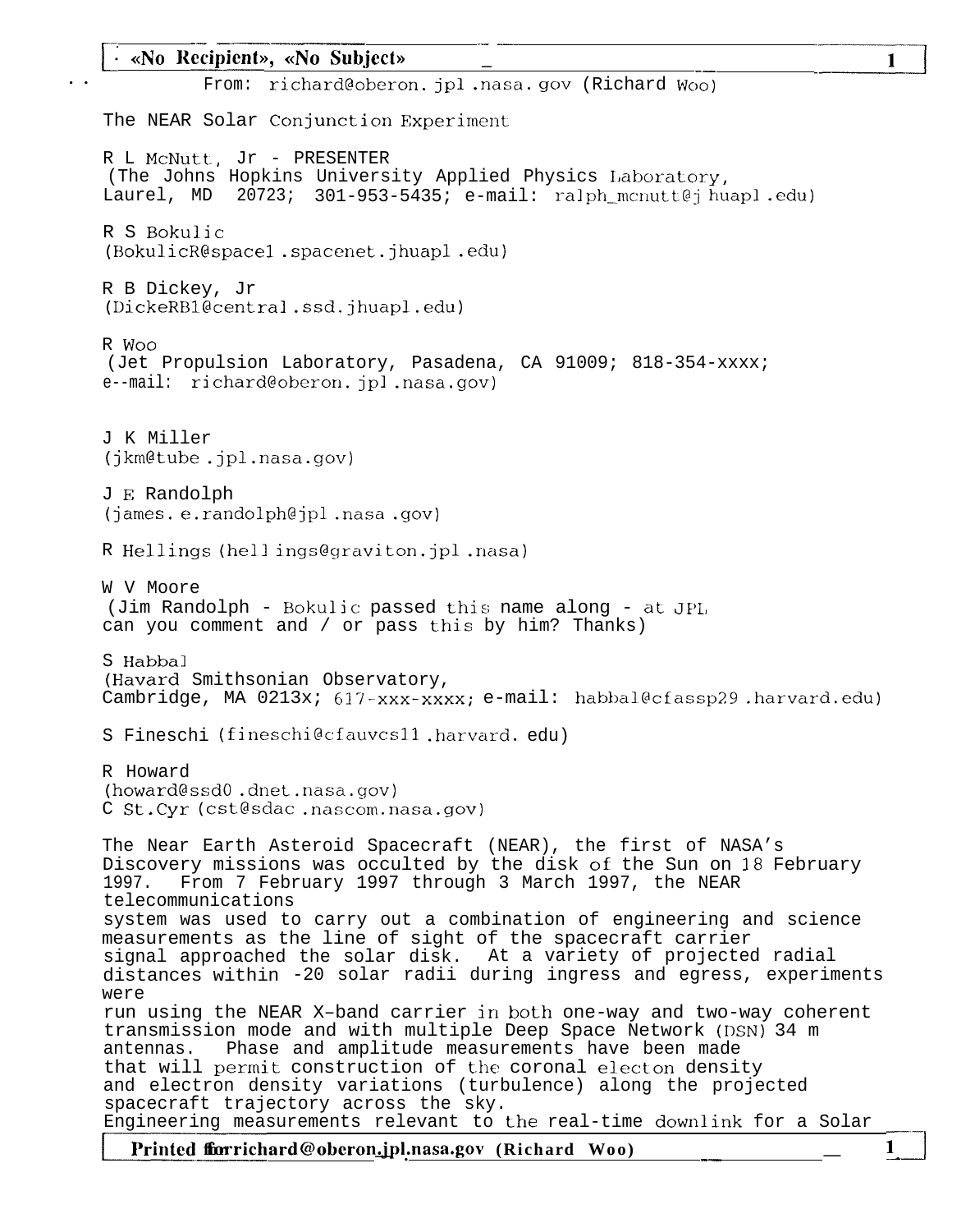From: richard@oberon.jpl.nasa.gov (Richard Woo)

The NEAR Solar Conjunction Experiment

R L McNutt, Jr - PRESENTER
(The Johns Hopkins University Applied Physics Laboratory,
Laurel, MD 20723; 301-953-5435; e-mail: ralph_mcnutt@jhuapl.edu)

R S Bokulic
(BokulicR@space1.spacenet.jhuapl.edu)

R B Dickey, Jr
(DickeRB1@central.ssd.jhuapl.edu)

R Woo
(Jet Propulsion Laboratory, Pasadena, CA 91009; 818-354-xxxx;
e--mail: richard@oberon.jpl.nasa.gov)

J K Miller
(jkm@tube.jpl.nasa.gov)

J E Randolph
(james.e.randolph@jpl.nasa.gov)

R Hellings (hellings@graviton.jpl.nasa)

W V Moore
(Jim Randolph - Bokulic passed this name along - at JPL
can you comment and / or pass this by him? Thanks)

S Habbal
(Havard Smithsonian Observatory,
Cambridge, MA 0213x; 617-xxx-xxxx; e-mail: habbal@cfassp29.harvard.edu)

S Fineschi (fineschi@cfauvcs11.harvard.edu)

R Howard
(howard@ssd0.dnet.nasa.gov)
C St.Cyr (cst@sdac.nascom.nasa.gov)

The Near Earth Asteroid Spacecraft (NEAR), the first of NASA's Discovery missions was occulted by the disk of the Sun on 18 February 1997. From 7 February 1997 through 3 March 1997, the NEAR telecommunications system was used to carry out a combination of engineering and science measurements as the line of sight of the spacecraft carrier signal approached the solar disk. At a variety of projected radial distances within -20 solar radii during ingress and egress, experiments were run using the NEAR X-band carrier in both one-way and two-way coherent transmission mode and with multiple Deep Space Network (DSN) 34 m antennas. Phase and amplitude measurements have been made that will permit construction of the coronal electon density and electron density variations (turbulence) along the projected spacecraft trajectory across the sky.
Engineering measurements relevant to the real-time downlink for a Solar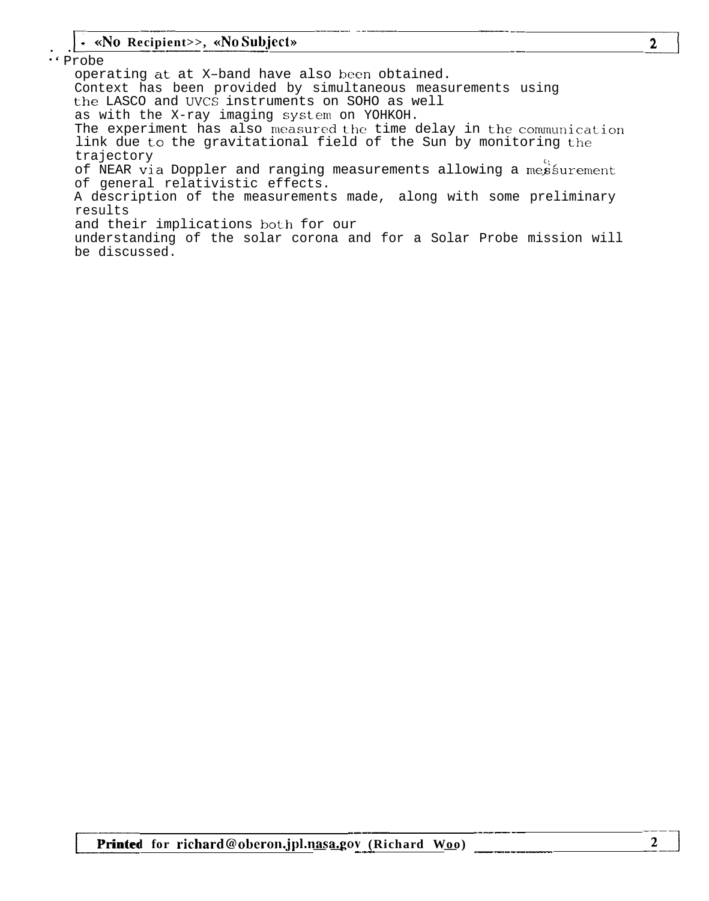Probe
operating at at X–band have also been obtained.
Context has been provided by simultaneous measurements using
the LASCO and UVCS instruments on SOHO as well
as with the X-ray imaging system on YOHKOH.
The experiment has also measured the time delay in the communication
link due to the gravitational field of the Sun by monitoring the
trajectory
of NEAR via Doppler and ranging measurements allowing a messurement
of general relativistic effects.
A description of the measurements made, along with some preliminary
results
and their implications both for our
understanding of the solar corona and for a Solar Probe mission will
be discussed.